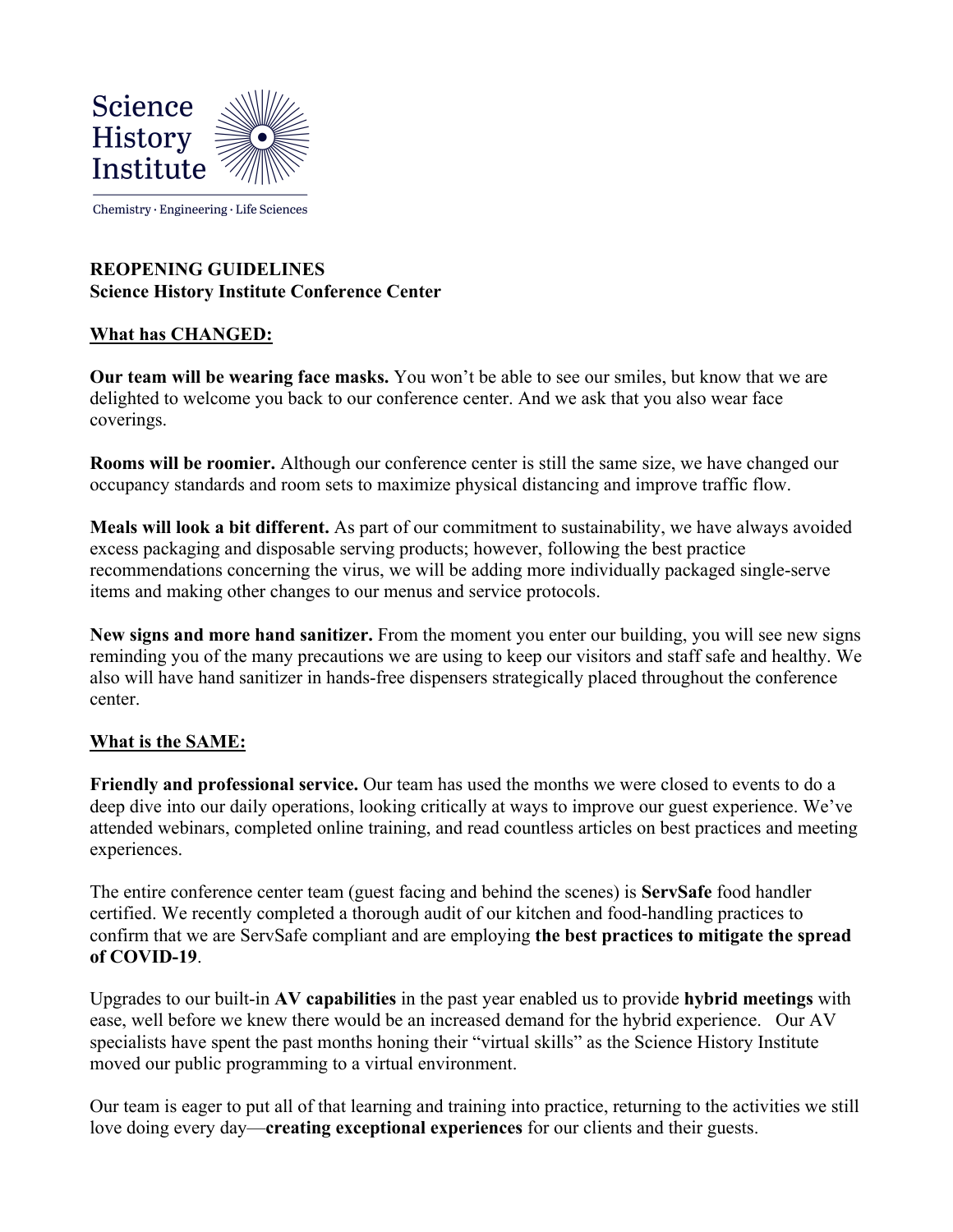Science History Institute

Chemistry · Engineering · Life Sciences

**REOPENING GUIDELINES**
**Science History Institute Conference Center**

## What has CHANGED:

**Our team will be wearing face masks.** You won't be able to see our smiles, but know that we are delighted to welcome you back to our conference center. And we ask that you also wear face coverings.

**Rooms will be roomier.** Although our conference center is still the same size, we have changed our occupancy standards and room sets to maximize physical distancing and improve traffic flow.

**Meals will look a bit different.** As part of our commitment to sustainability, we have always avoided excess packaging and disposable serving products; however, following the best practice recommendations concerning the virus, we will be adding more individually packaged single-serve items and making other changes to our menus and service protocols.

**New signs and more hand sanitizer.** From the moment you enter our building, you will see new signs reminding you of the many precautions we are using to keep our visitors and staff safe and healthy. We also will have hand sanitizer in hands-free dispensers strategically placed throughout the conference center.

## What is the SAME:

**Friendly and professional service.** Our team has used the months we were closed to events to do a deep dive into our daily operations, looking critically at ways to improve our guest experience. We've attended webinars, completed online training, and read countless articles on best practices and meeting experiences.

The entire conference center team (guest facing and behind the scenes) is **ServSafe** food handler certified. We recently completed a thorough audit of our kitchen and food-handling practices to confirm that we are ServSafe compliant and are employing **the best practices to mitigate the spread of COVID-19**.

Upgrades to our built-in **AV capabilities** in the past year enabled us to provide **hybrid meetings** with ease, well before we knew there would be an increased demand for the hybrid experience. Our AV specialists have spent the past months honing their "virtual skills" as the Science History Institute moved our public programming to a virtual environment.

Our team is eager to put all of that learning and training into practice, returning to the activities we still love doing every day—**creating exceptional experiences** for our clients and their guests.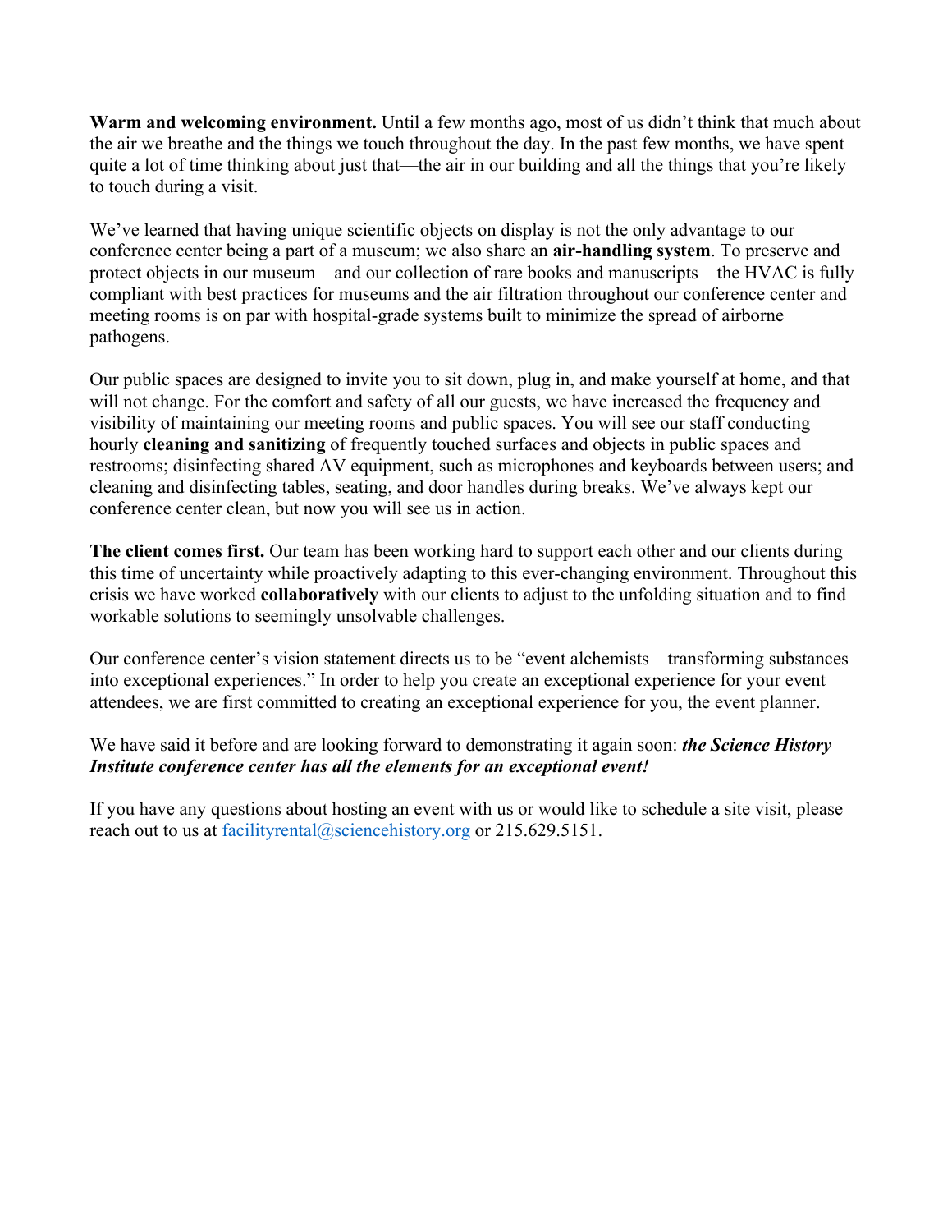**Warm and welcoming environment.** Until a few months ago, most of us didn't think that much about the air we breathe and the things we touch throughout the day. In the past few months, we have spent quite a lot of time thinking about just that—the air in our building and all the things that you're likely to touch during a visit.

We've learned that having unique scientific objects on display is not the only advantage to our conference center being a part of a museum; we also share an **air-handling system**. To preserve and protect objects in our museum—and our collection of rare books and manuscripts—the HVAC is fully compliant with best practices for museums and the air filtration throughout our conference center and meeting rooms is on par with hospital-grade systems built to minimize the spread of airborne pathogens.

Our public spaces are designed to invite you to sit down, plug in, and make yourself at home, and that will not change. For the comfort and safety of all our guests, we have increased the frequency and visibility of maintaining our meeting rooms and public spaces. You will see our staff conducting hourly **cleaning and sanitizing** of frequently touched surfaces and objects in public spaces and restrooms; disinfecting shared AV equipment, such as microphones and keyboards between users; and cleaning and disinfecting tables, seating, and door handles during breaks. We've always kept our conference center clean, but now you will see us in action.

**The client comes first.** Our team has been working hard to support each other and our clients during this time of uncertainty while proactively adapting to this ever-changing environment. Throughout this crisis we have worked **collaboratively** with our clients to adjust to the unfolding situation and to find workable solutions to seemingly unsolvable challenges.

Our conference center's vision statement directs us to be "event alchemists—transforming substances into exceptional experiences." In order to help you create an exceptional experience for your event attendees, we are first committed to creating an exceptional experience for you, the event planner.

We have said it before and are looking forward to demonstrating it again soon: ***the Science History Institute conference center has all the elements for an exceptional event!***

If you have any questions about hosting an event with us or would like to schedule a site visit, please reach out to us at [facilityrental@sciencehistory.org](mailto:facilityrental@sciencehistory.org) or 215.629.5151.